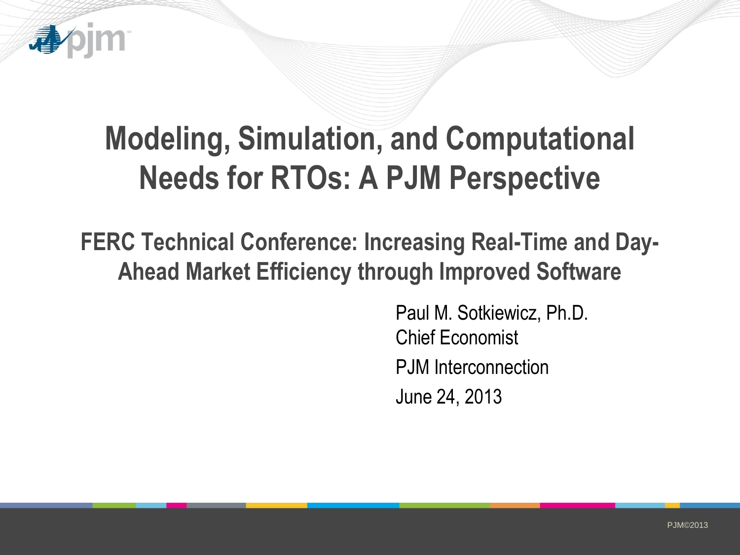# Modeling, Simulation, and Computational Needs for RTOs: A PJM Perspective

## FERC Technical Conference: Increasing Real-Time and Day-Ahead Market Efficiency through Improved Software

Paul M. Sotkiewicz, Ph.D.
Chief Economist
PJM Interconnection
June 24, 2013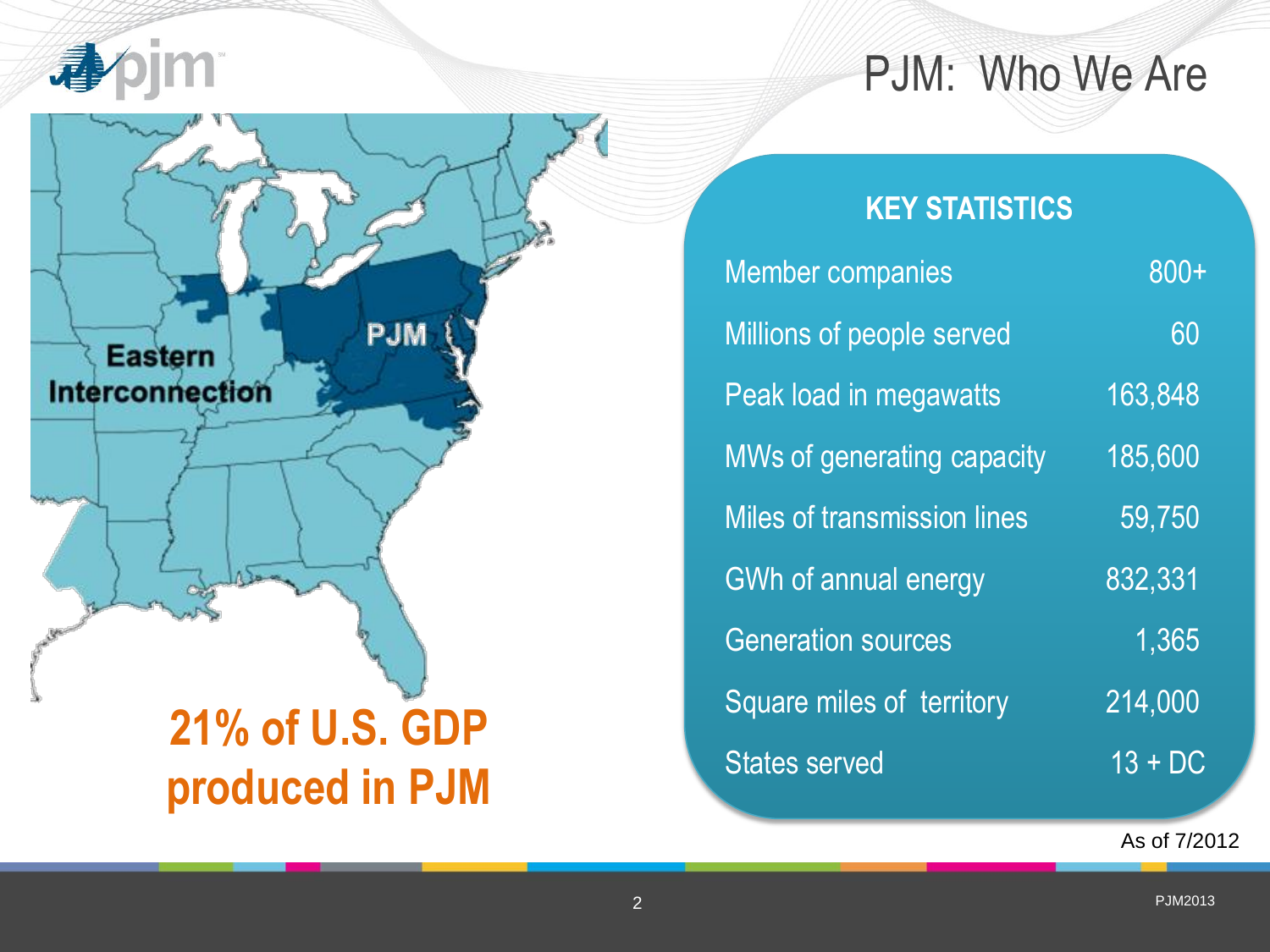# PJM: Who We Are

Eastern Interconnection

PJM

**21% of U.S. GDP produced in PJM**

| KEY STATISTICS | |
|---|---|
| Member companies | 800+ |
| Millions of people served | 60 |
| Peak load in megawatts | 163,848 |
| MWs of generating capacity | 185,600 |
| Miles of transmission lines | 59,750 |
| GWh of annual energy | 832,331 |
| Generation sources | 1,365 |
| Square miles of territory | 214,000 |
| States served | 13 + DC |

As of 7/2012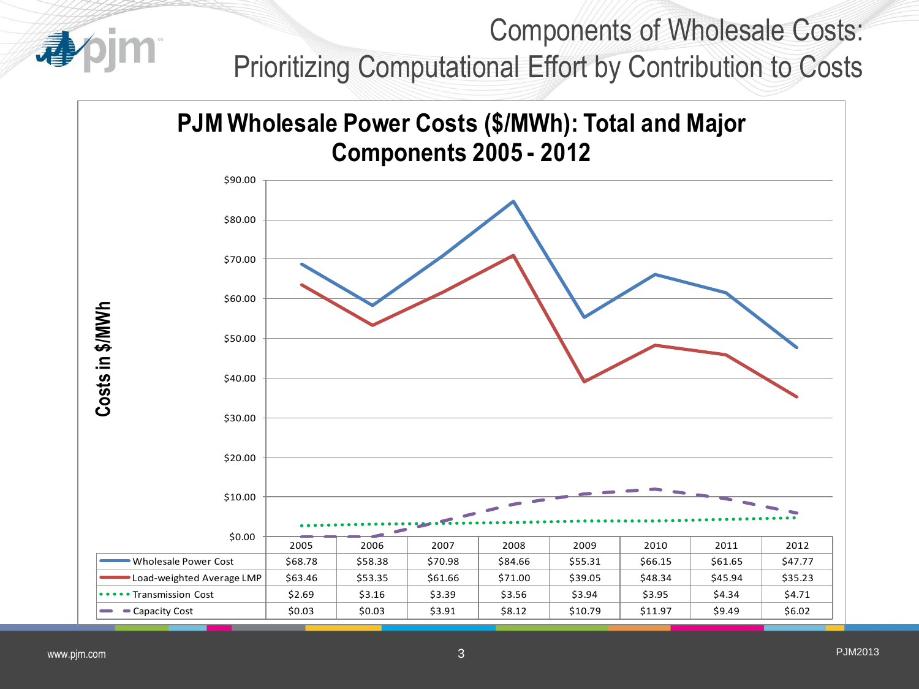# Components of Wholesale Costs: Prioritizing Computational Effort by Contribution to Costs

## PJM Wholesale Power Costs ($/MWh): Total and Major Components 2005 - 2012

Costs in $/MWh

| | 2005 | 2006 | 2007 | 2008 | 2009 | 2010 | 2011 | 2012 |
|---|---|---|---|---|---|---|---|---|
| Wholesale Power Cost | $68.78 | $58.38 | $70.98 | $84.66 | $55.31 | $66.15 | $61.65 | $47.77 |
| Load-weighted Average LMP | $63.46 | $53.35 | $61.66 | $71.00 | $39.05 | $48.34 | $45.94 | $35.23 |
| Transmission Cost | $2.69 | $3.16 | $3.39 | $3.56 | $3.94 | $3.95 | $4.34 | $4.71 |
| Capacity Cost | $0.03 | $0.03 | $3.91 | $8.12 | $10.79 | $11.97 | $9.49 | $6.02 |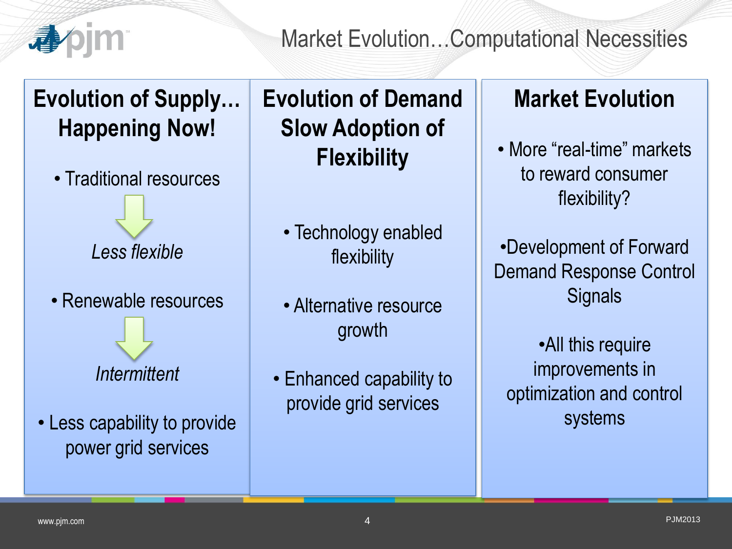# Market Evolution…Computational Necessities

## Evolution of Supply… Happening Now!

- Traditional resources

*Less flexible*

- Renewable resources

*Intermittent*

- Less capability to provide power grid services

## Evolution of Demand Slow Adoption of Flexibility

- Technology enabled flexibility
- Alternative resource growth
- Enhanced capability to provide grid services

## Market Evolution

- More “real-time” markets to reward consumer flexibility?
- Development of Forward Demand Response Control Signals
- All this require improvements in optimization and control systems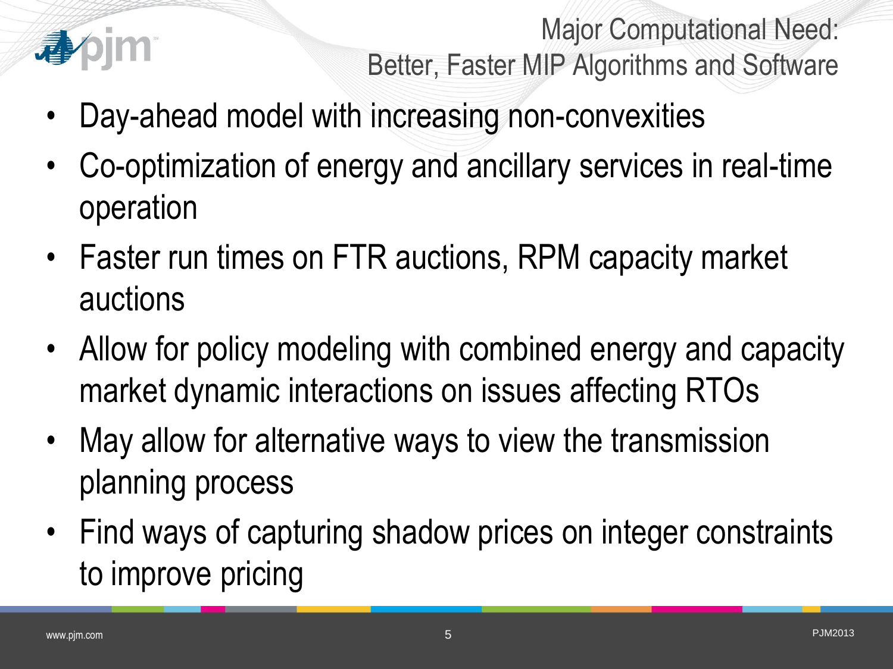# Major Computational Need: Better, Faster MIP Algorithms and Software

- Day-ahead model with increasing non-convexities
- Co-optimization of energy and ancillary services in real-time operation
- Faster run times on FTR auctions, RPM capacity market auctions
- Allow for policy modeling with combined energy and capacity market dynamic interactions on issues affecting RTOs
- May allow for alternative ways to view the transmission planning process
- Find ways of capturing shadow prices on integer constraints to improve pricing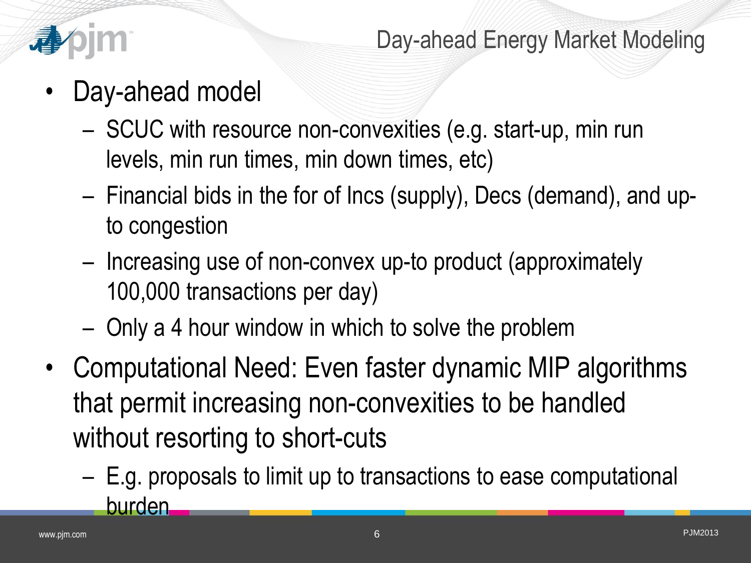# Day-ahead Energy Market Modeling

- Day-ahead model
  - SCUC with resource non-convexities (e.g. start-up, min run levels, min run times, min down times, etc)
  - Financial bids in the for of Incs (supply), Decs (demand), and up-to congestion
  - Increasing use of non-convex up-to product (approximately 100,000 transactions per day)
  - Only a 4 hour window in which to solve the problem
- Computational Need: Even faster dynamic MIP algorithms that permit increasing non-convexities to be handled without resorting to short-cuts
  - E.g. proposals to limit up to transactions to ease computational burden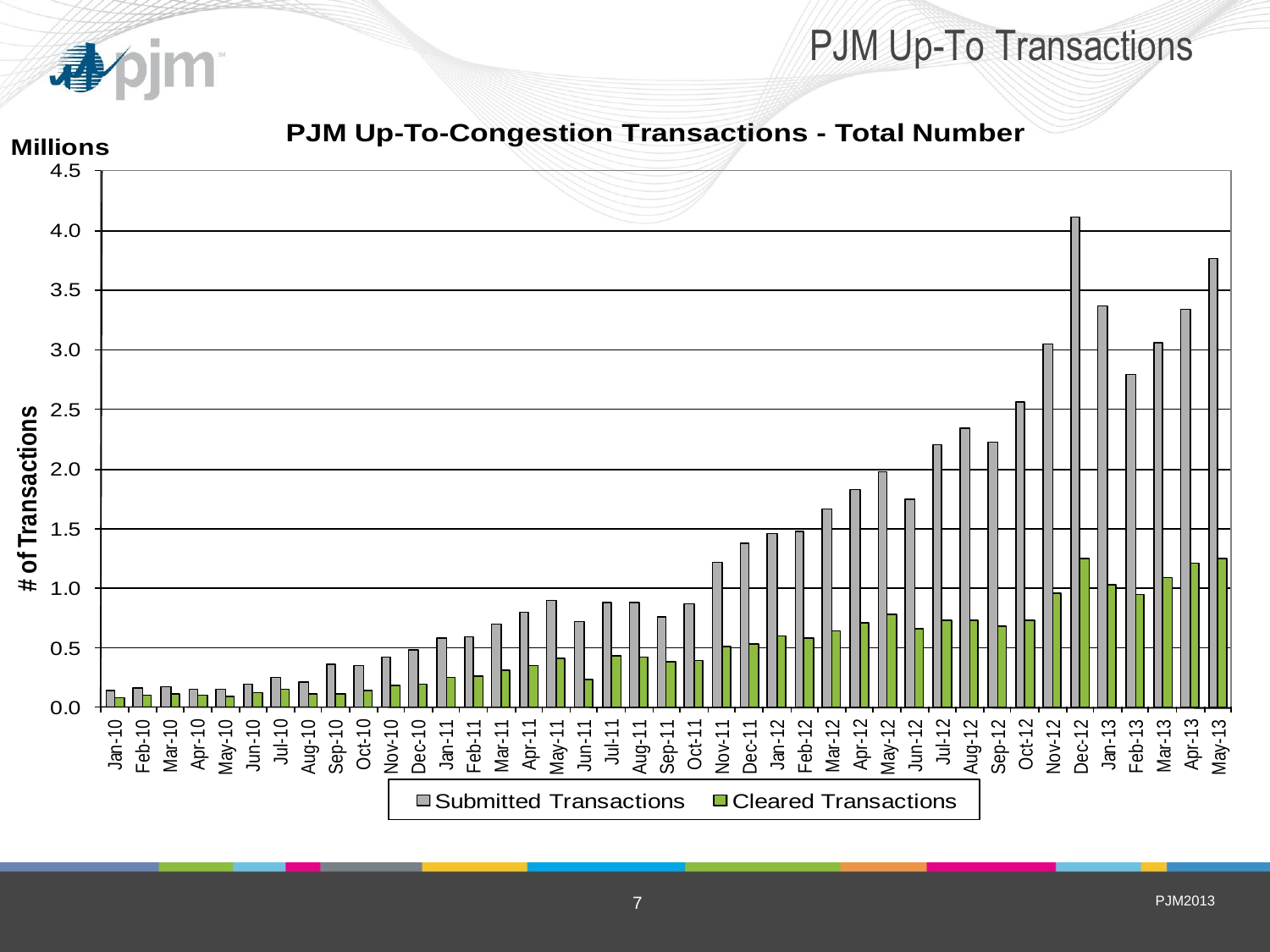# PJM Up-To Transactions

**PJM Up-To-Congestion Transactions - Total Number**

Millions

# of Transactions

Submitted Transactions | Cleared Transactions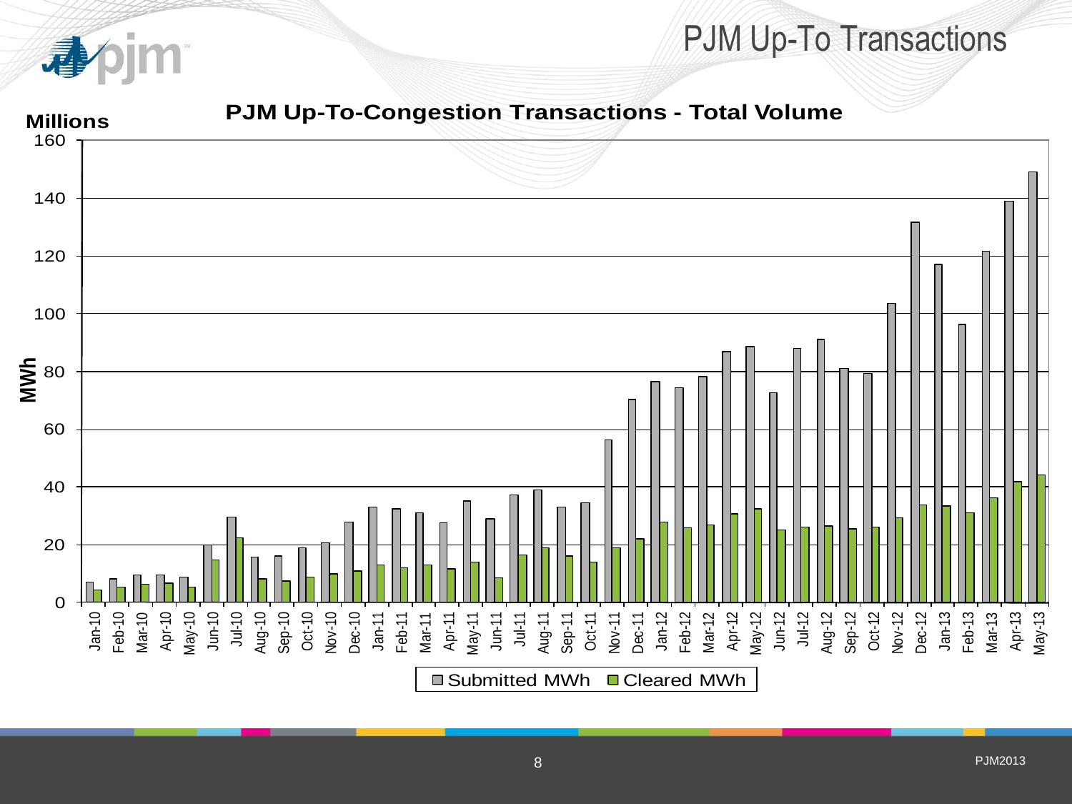# PJM Up-To Transactions

## PJM Up-To-Congestion Transactions - Total Volume

Millions

MWh

Submitted MWh | Cleared MWh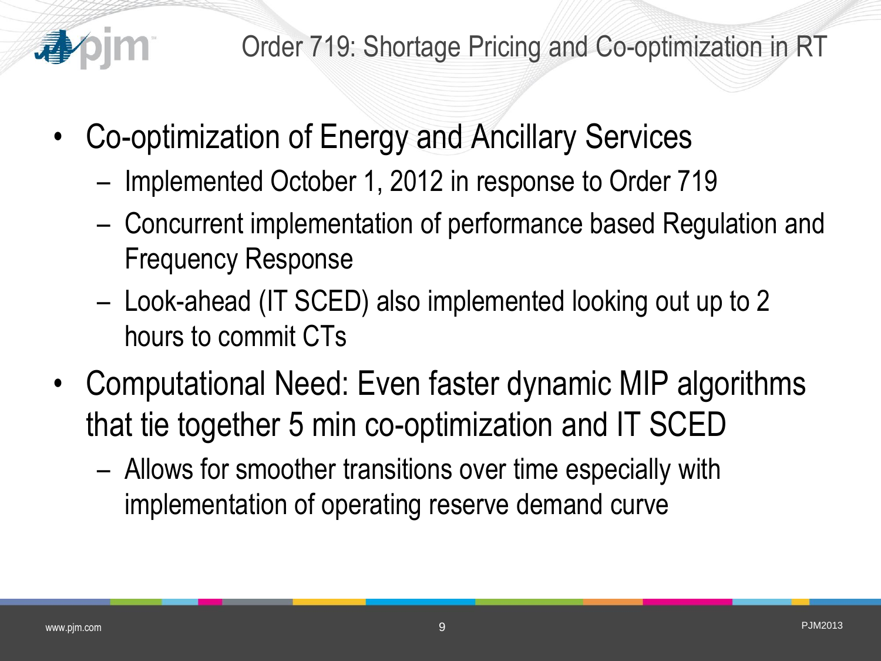# Order 719: Shortage Pricing and Co-optimization in RT

- Co-optimization of Energy and Ancillary Services
  - Implemented October 1, 2012 in response to Order 719
  - Concurrent implementation of performance based Regulation and Frequency Response
  - Look-ahead (IT SCED) also implemented looking out up to 2 hours to commit CTs
- Computational Need: Even faster dynamic MIP algorithms that tie together 5 min co-optimization and IT SCED
  - Allows for smoother transitions over time especially with implementation of operating reserve demand curve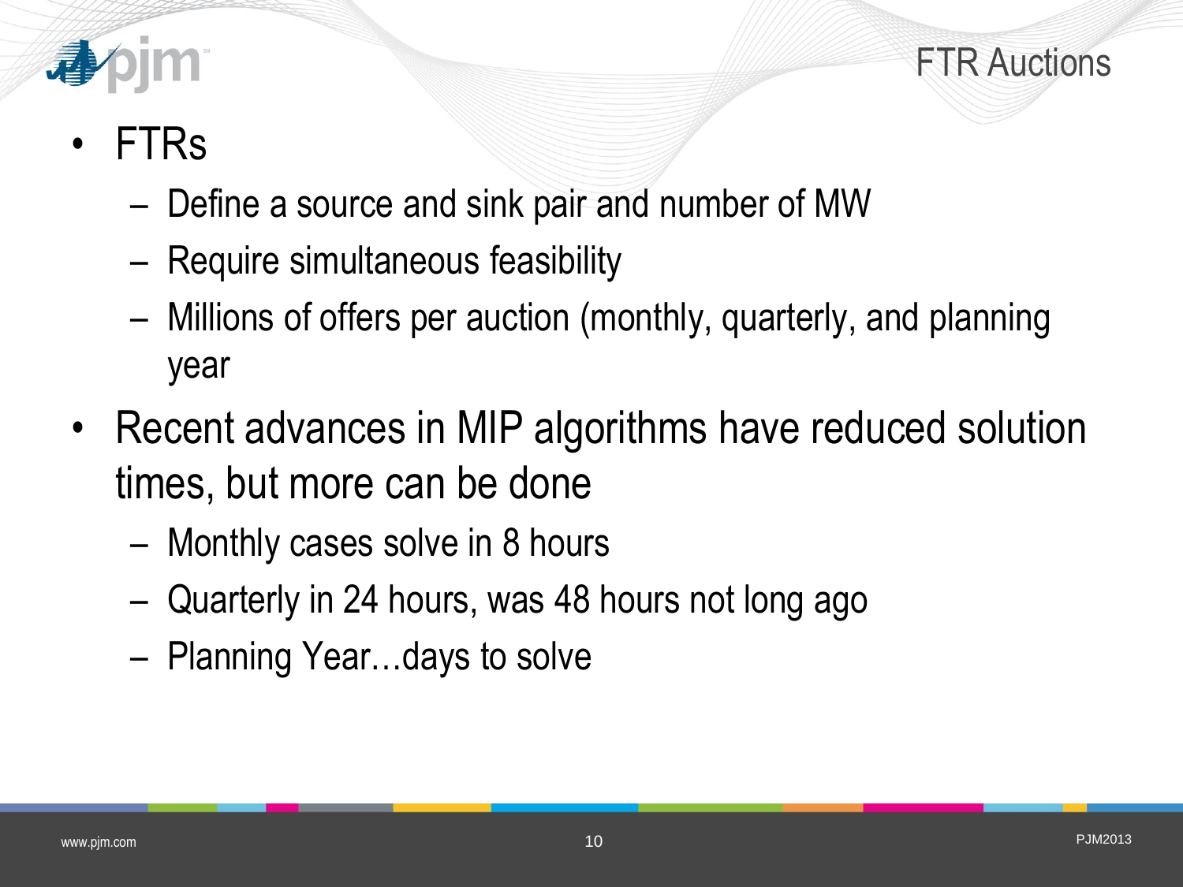# FTR Auctions

- FTRs
  - Define a source and sink pair and number of MW
  - Require simultaneous feasibility
  - Millions of offers per auction (monthly, quarterly, and planning year
- Recent advances in MIP algorithms have reduced solution times, but more can be done
  - Monthly cases solve in 8 hours
  - Quarterly in 24 hours, was 48 hours not long ago
  - Planning Year…days to solve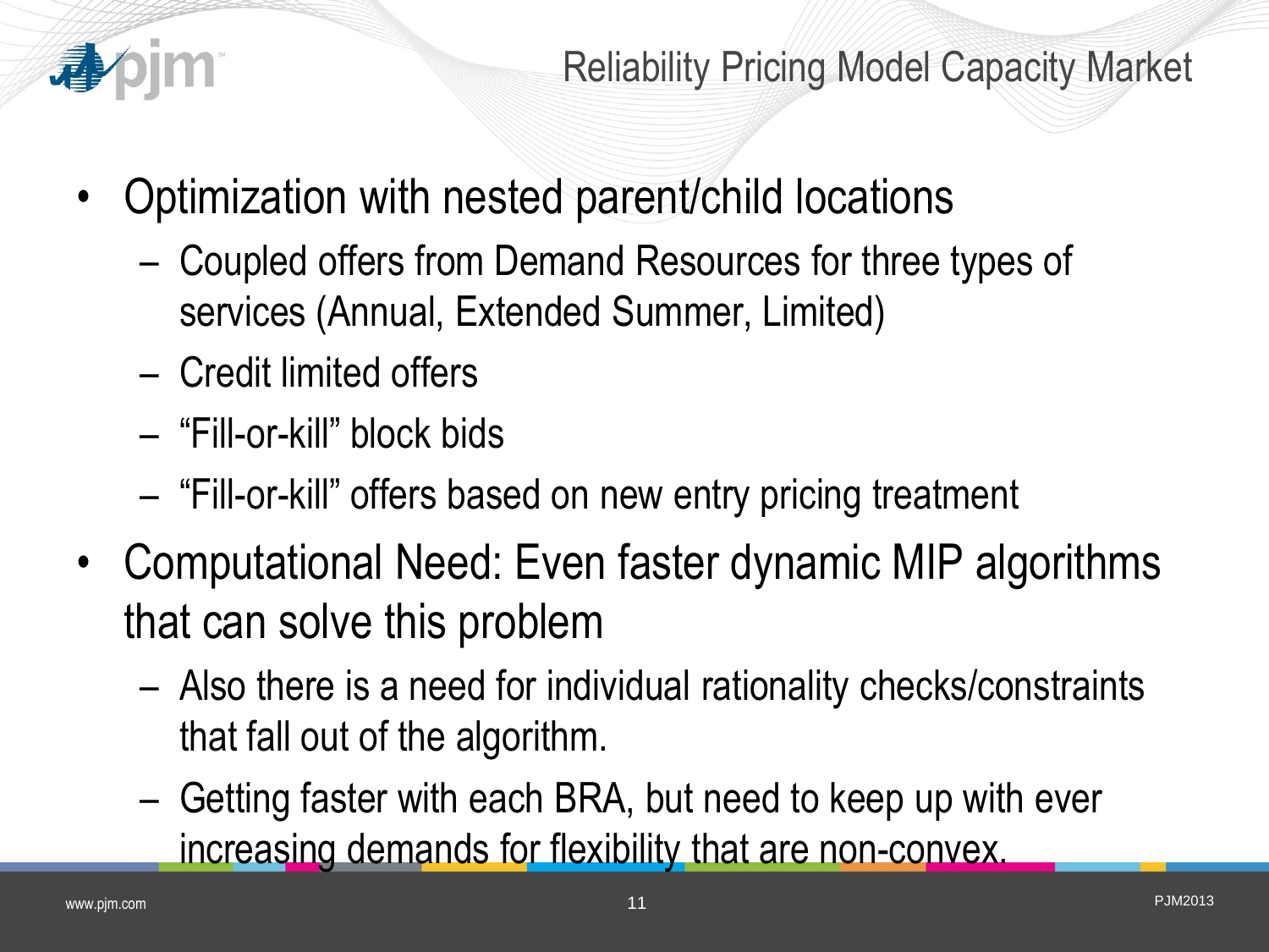# Reliability Pricing Model Capacity Market

- Optimization with nested parent/child locations
  - Coupled offers from Demand Resources for three types of services (Annual, Extended Summer, Limited)
  - Credit limited offers
  - “Fill-or-kill” block bids
  - “Fill-or-kill” offers based on new entry pricing treatment
- Computational Need: Even faster dynamic MIP algorithms that can solve this problem
  - Also there is a need for individual rationality checks/constraints that fall out of the algorithm.
  - Getting faster with each BRA, but need to keep up with ever increasing demands for flexibility that are non-convex.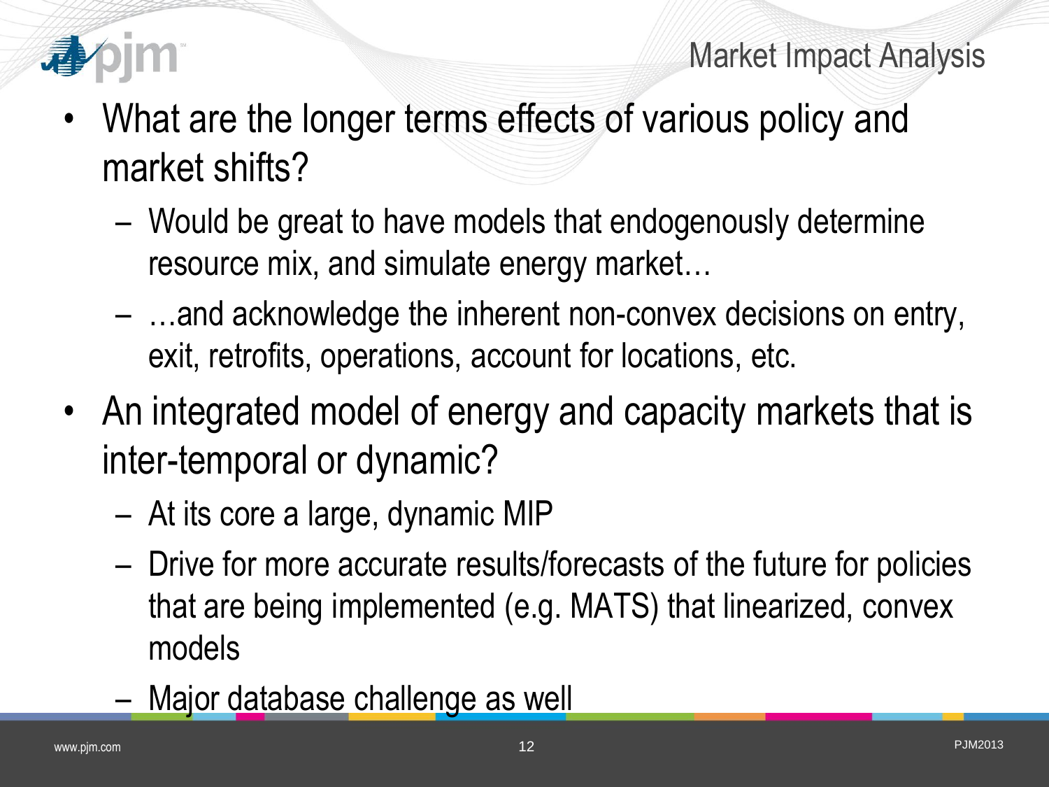# Market Impact Analysis

- What are the longer terms effects of various policy and market shifts?
  - Would be great to have models that endogenously determine resource mix, and simulate energy market…
  - …and acknowledge the inherent non-convex decisions on entry, exit, retrofits, operations, account for locations, etc.
- An integrated model of energy and capacity markets that is inter-temporal or dynamic?
  - At its core a large, dynamic MIP
  - Drive for more accurate results/forecasts of the future for policies that are being implemented (e.g. MATS) that linearized, convex models
  - Major database challenge as well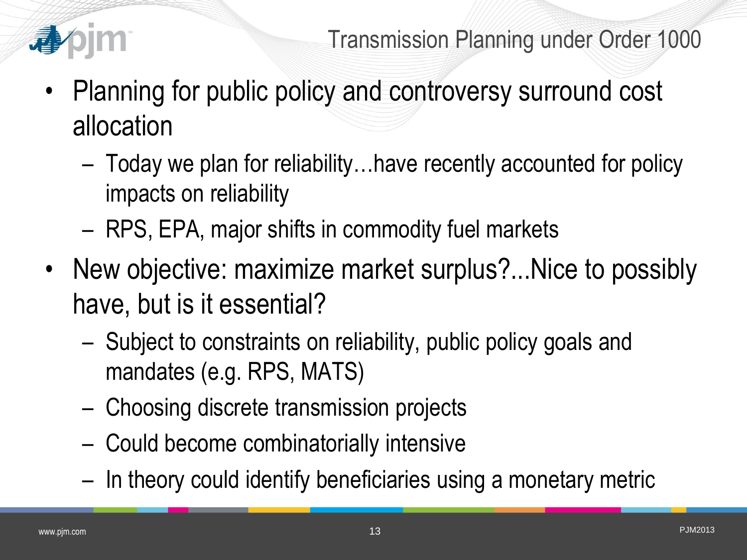## Transmission Planning under Order 1000

- Planning for public policy and controversy surround cost allocation
  - Today we plan for reliability…have recently accounted for policy impacts on reliability
  - RPS, EPA, major shifts in commodity fuel markets
- New objective: maximize market surplus?...Nice to possibly have, but is it essential?
  - Subject to constraints on reliability, public policy goals and mandates (e.g. RPS, MATS)
  - Choosing discrete transmission projects
  - Could become combinatorially intensive
  - In theory could identify beneficiaries using a monetary metric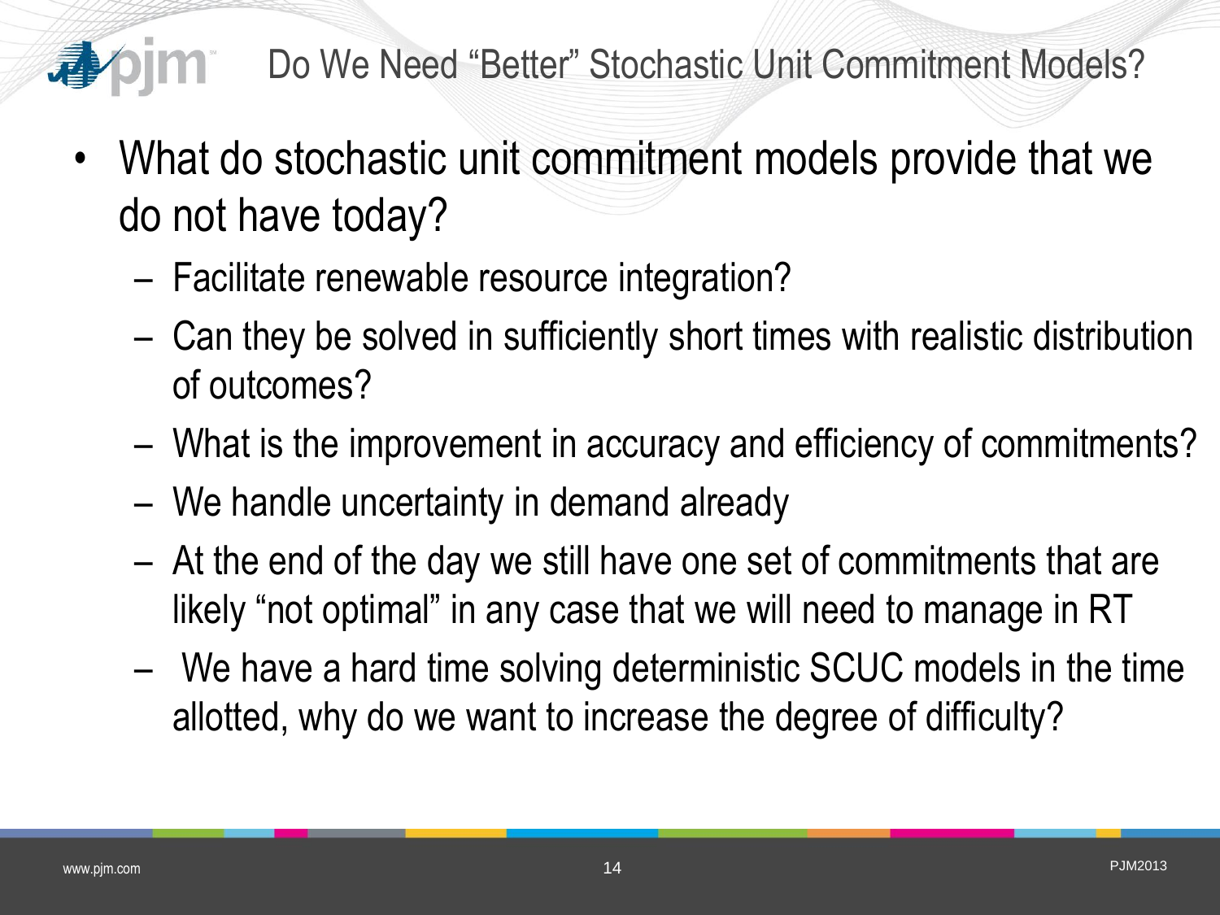# Do We Need "Better" Stochastic Unit Commitment Models?

- What do stochastic unit commitment models provide that we do not have today?
  - Facilitate renewable resource integration?
  - Can they be solved in sufficiently short times with realistic distribution of outcomes?
  - What is the improvement in accuracy and efficiency of commitments?
  - We handle uncertainty in demand already
  - At the end of the day we still have one set of commitments that are likely "not optimal" in any case that we will need to manage in RT
  - We have a hard time solving deterministic SCUC models in the time allotted, why do we want to increase the degree of difficulty?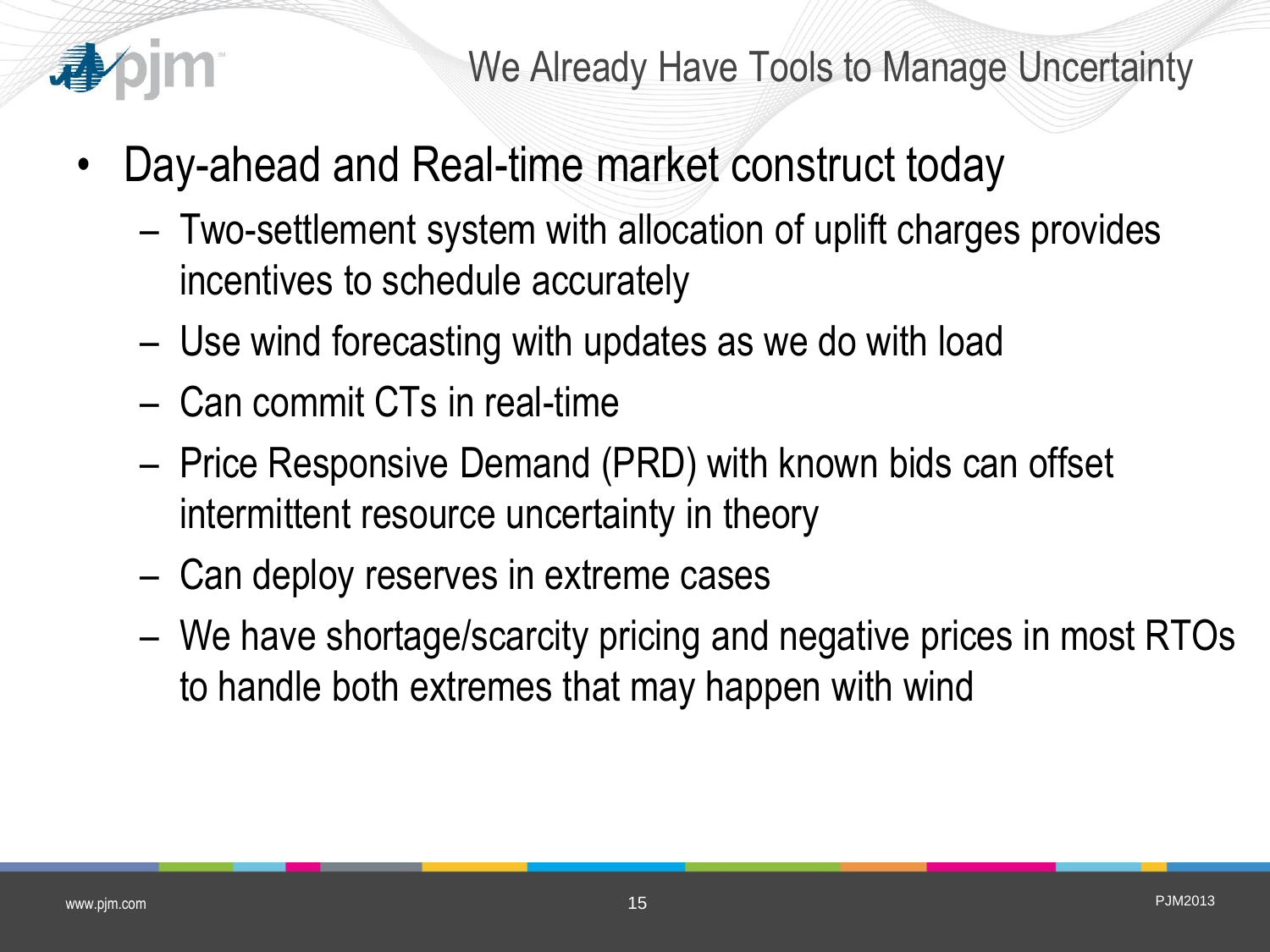# We Already Have Tools to Manage Uncertainty

- Day-ahead and Real-time market construct today
  - Two-settlement system with allocation of uplift charges provides incentives to schedule accurately
  - Use wind forecasting with updates as we do with load
  - Can commit CTs in real-time
  - Price Responsive Demand (PRD) with known bids can offset intermittent resource uncertainty in theory
  - Can deploy reserves in extreme cases
  - We have shortage/scarcity pricing and negative prices in most RTOs to handle both extremes that may happen with wind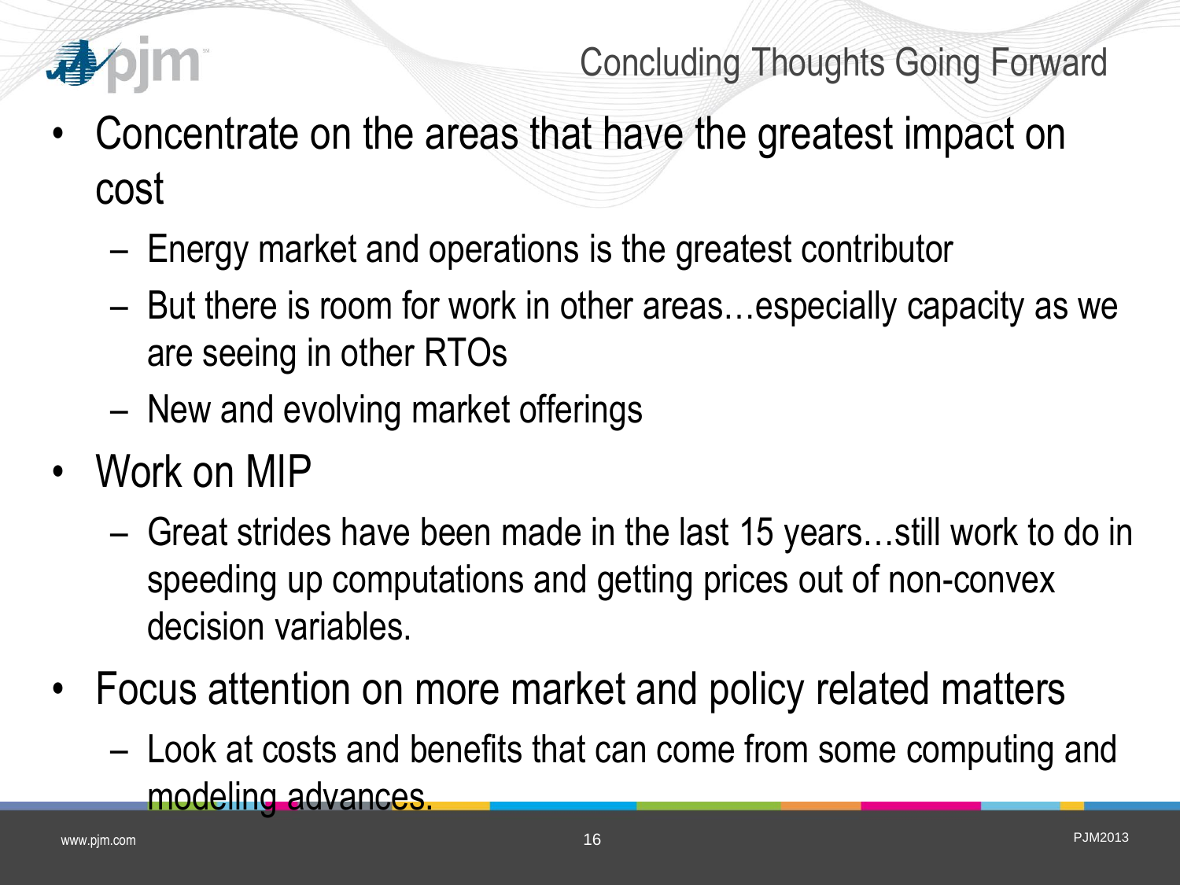# Concluding Thoughts Going Forward

- Concentrate on the areas that have the greatest impact on cost
  - Energy market and operations is the greatest contributor
  - But there is room for work in other areas…especially capacity as we are seeing in other RTOs
  - New and evolving market offerings
- Work on MIP
  - Great strides have been made in the last 15 years…still work to do in speeding up computations and getting prices out of non-convex decision variables.
- Focus attention on more market and policy related matters
  - Look at costs and benefits that can come from some computing and modeling advances.